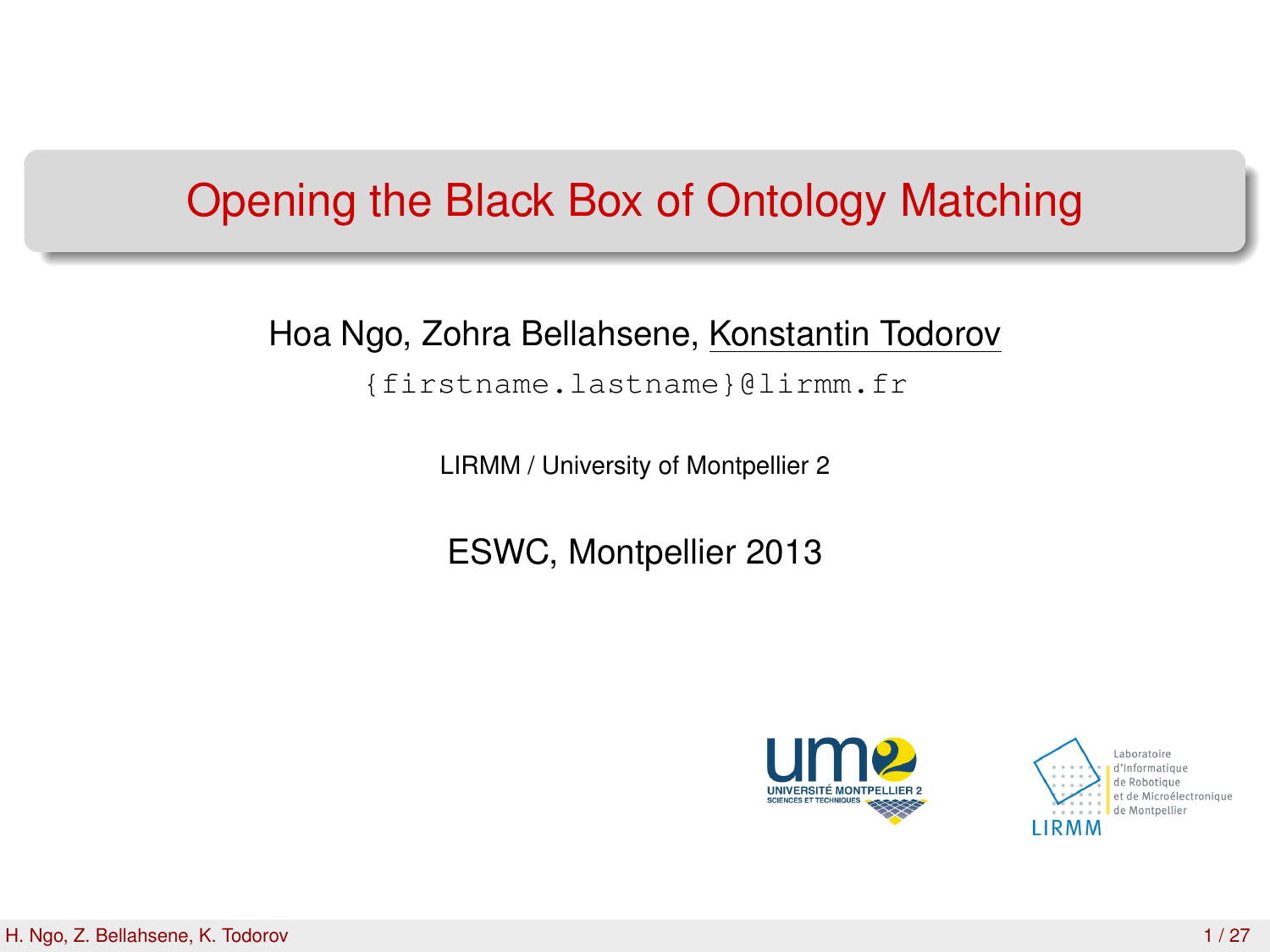# Opening the Black Box of Ontology Matching

Hoa Ngo, Zohra Bellahsene, Konstantin Todorov

{firstname.lastname}@lirmm.fr

LIRMM / University of Montpellier 2

ESWC, Montpellier 2013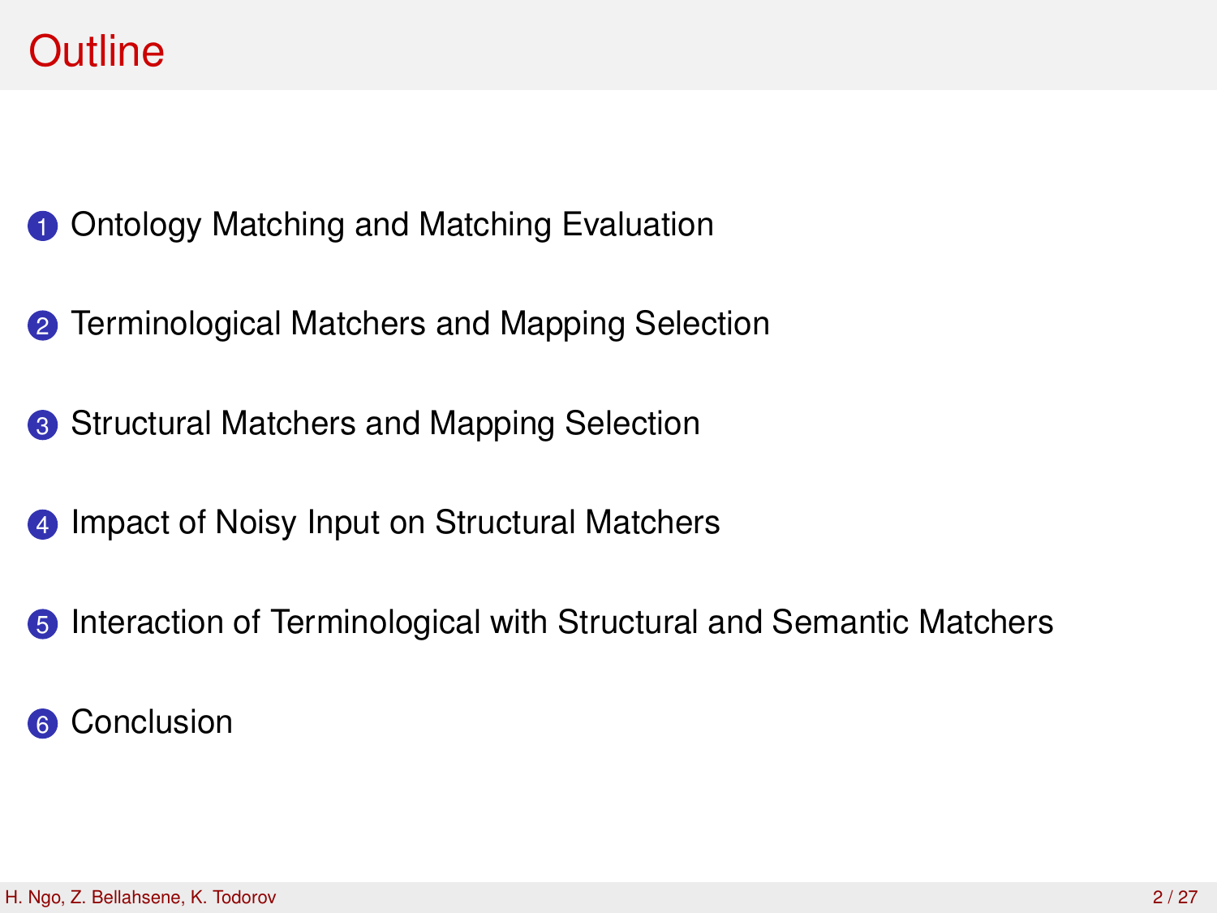# Outline

1. Ontology Matching and Matching Evaluation
2. Terminological Matchers and Mapping Selection
3. Structural Matchers and Mapping Selection
4. Impact of Noisy Input on Structural Matchers
5. Interaction of Terminological with Structural and Semantic Matchers
6. Conclusion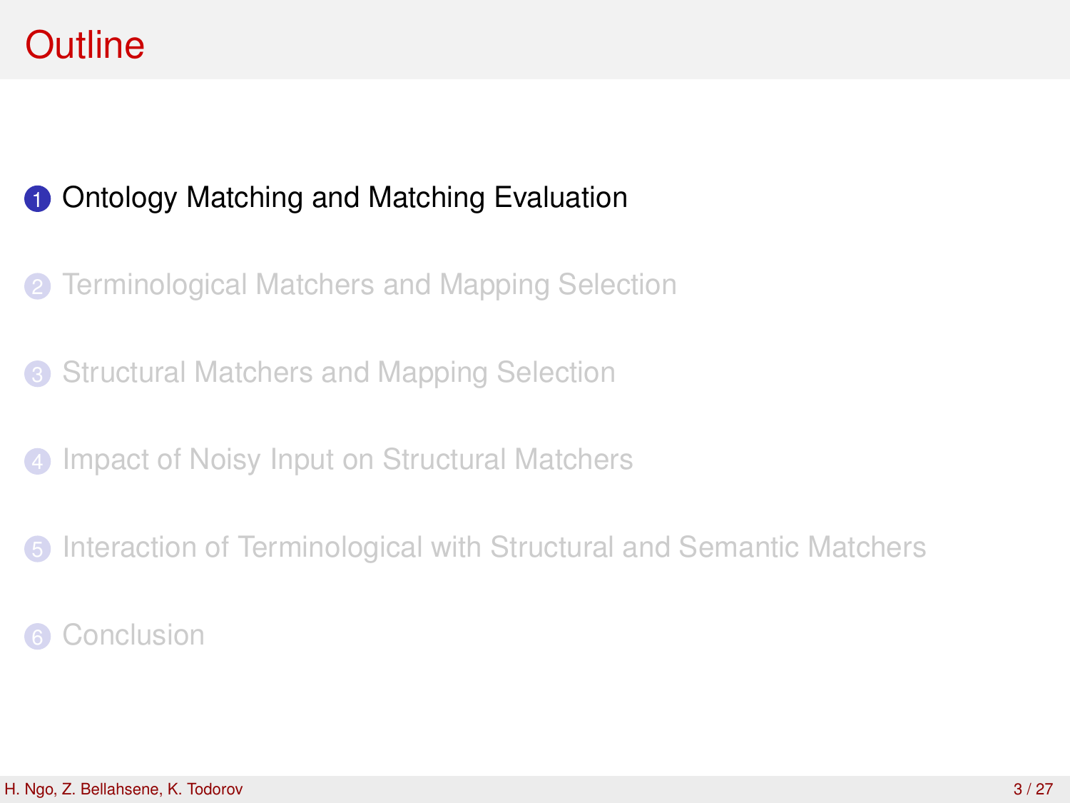# Outline

1. Ontology Matching and Matching Evaluation
2. Terminological Matchers and Mapping Selection
3. Structural Matchers and Mapping Selection
4. Impact of Noisy Input on Structural Matchers
5. Interaction of Terminological with Structural and Semantic Matchers
6. Conclusion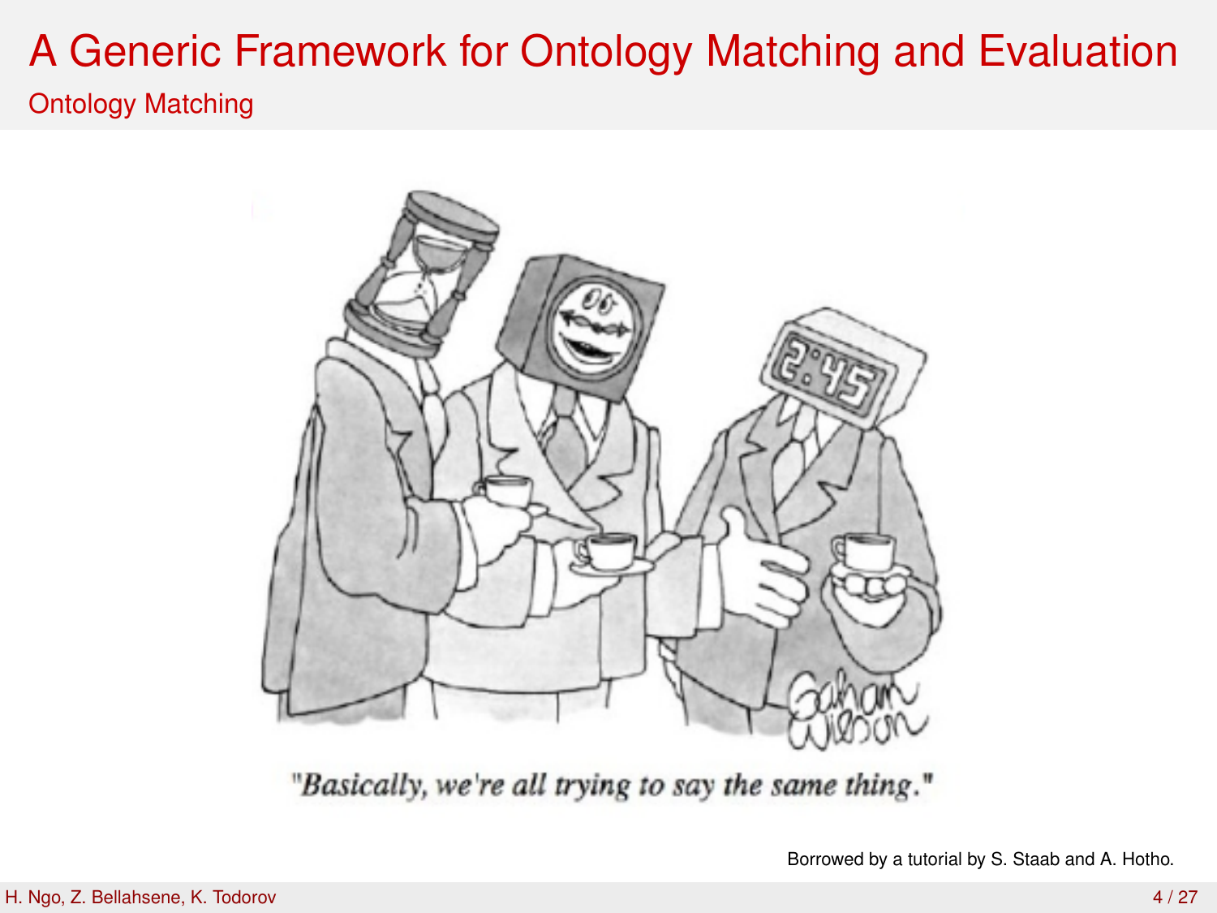# A Generic Framework for Ontology Matching and Evaluation

## Ontology Matching

*"Basically, we're all trying to say the same thing."*

Borrowed by a tutorial by S. Staab and A. Hotho.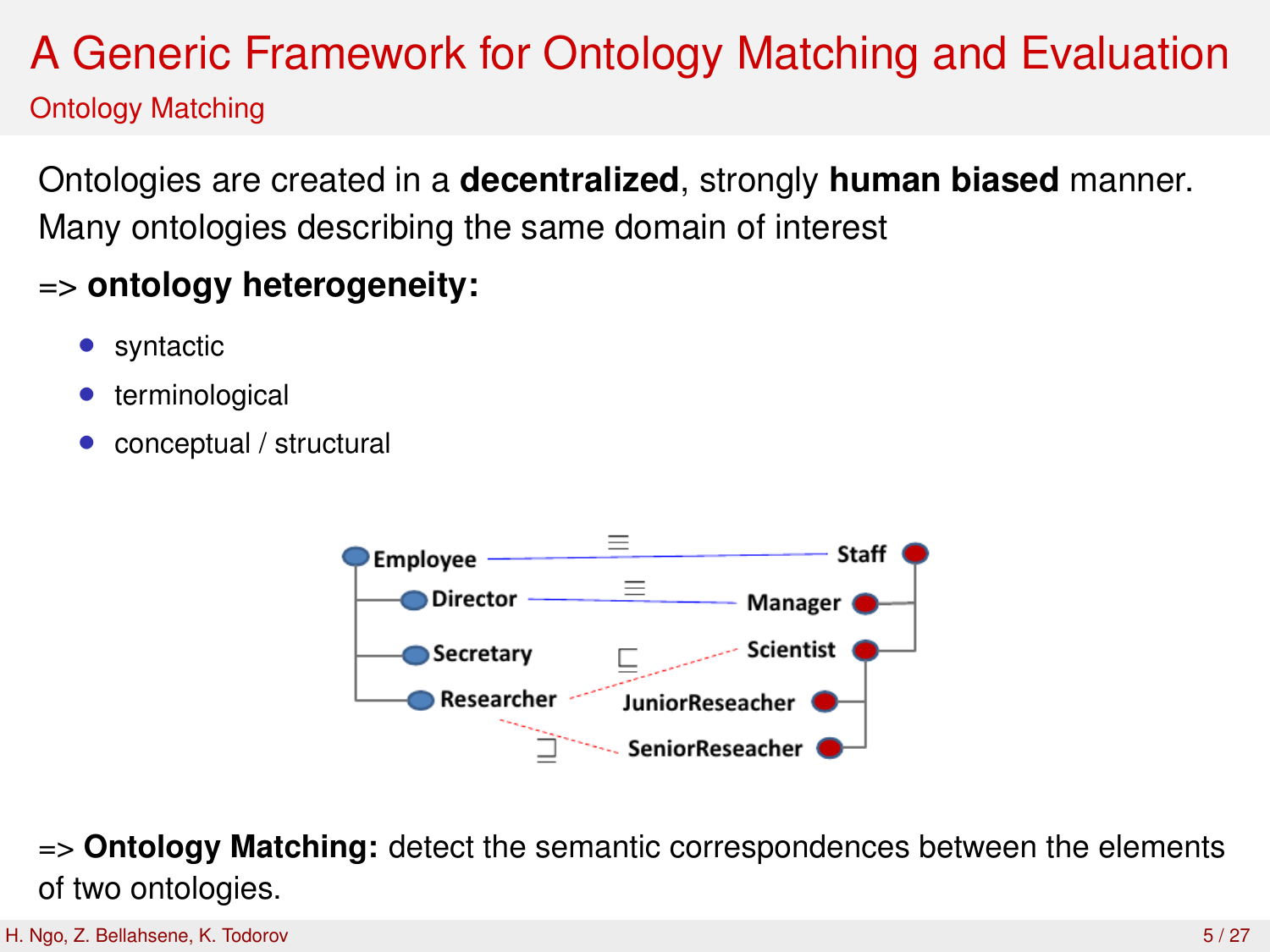# A Generic Framework for Ontology Matching and Evaluation

## Ontology Matching

Ontologies are created in a **decentralized**, strongly **human biased** manner. Many ontologies describing the same domain of interest

=> **ontology heterogeneity:**

- syntactic
- terminological
- conceptual / structural

=> **Ontology Matching:** detect the semantic correspondences between the elements of two ontologies.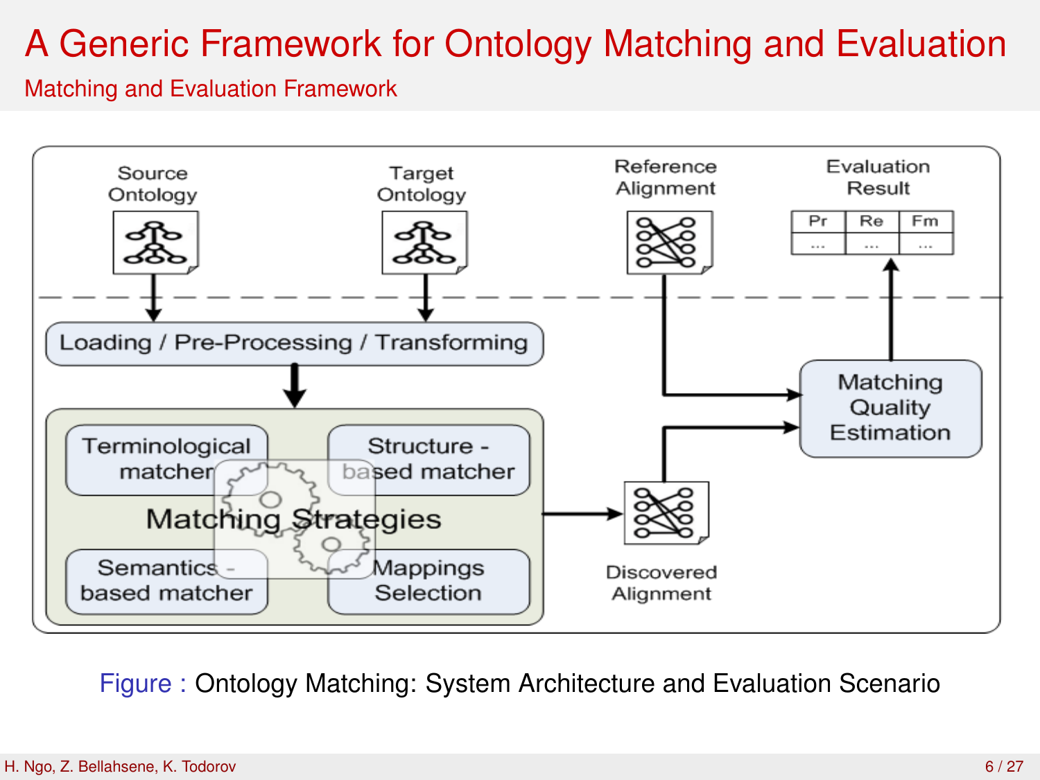# A Generic Framework for Ontology Matching and Evaluation

## Matching and Evaluation Framework

Source Ontology

Target Ontology

Reference Alignment

Evaluation Result

| Pr | Re | Fm |
|---|---|---|
| ... | ... | ... |

Loading / Pre-Processing / Transforming

Matching Strategies

Terminological matcher

Structure - based matcher

Semantics - based matcher

Mappings Selection

Discovered Alignment

Matching Quality Estimation

Figure : Ontology Matching: System Architecture and Evaluation Scenario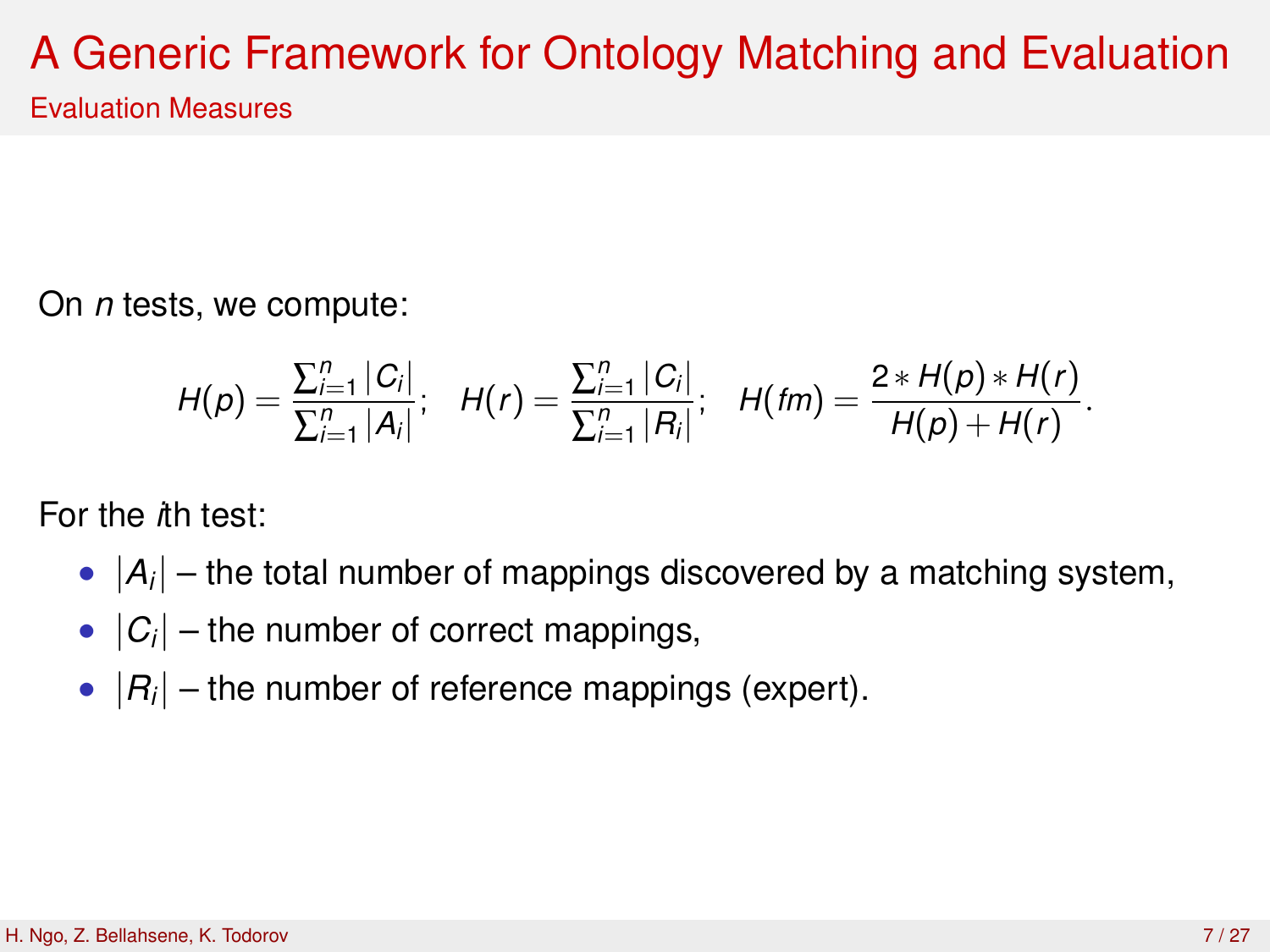# A Generic Framework for Ontology Matching and Evaluation

## Evaluation Measures

On *n* tests, we compute:

$$H(p) = \frac{\sum_{i=1}^{n} |C_i|}{\sum_{i=1}^{n} |A_i|}; \quad H(r) = \frac{\sum_{i=1}^{n} |C_i|}{\sum_{i=1}^{n} |R_i|}; \quad H(fm) = \frac{2 * H(p) * H(r)}{H(p) + H(r)}.$$

For the *i*th test:

- $|A_i|$ – the total number of mappings discovered by a matching system,
- $|C_i|$ – the number of correct mappings,
- $|R_i|$ – the number of reference mappings (expert).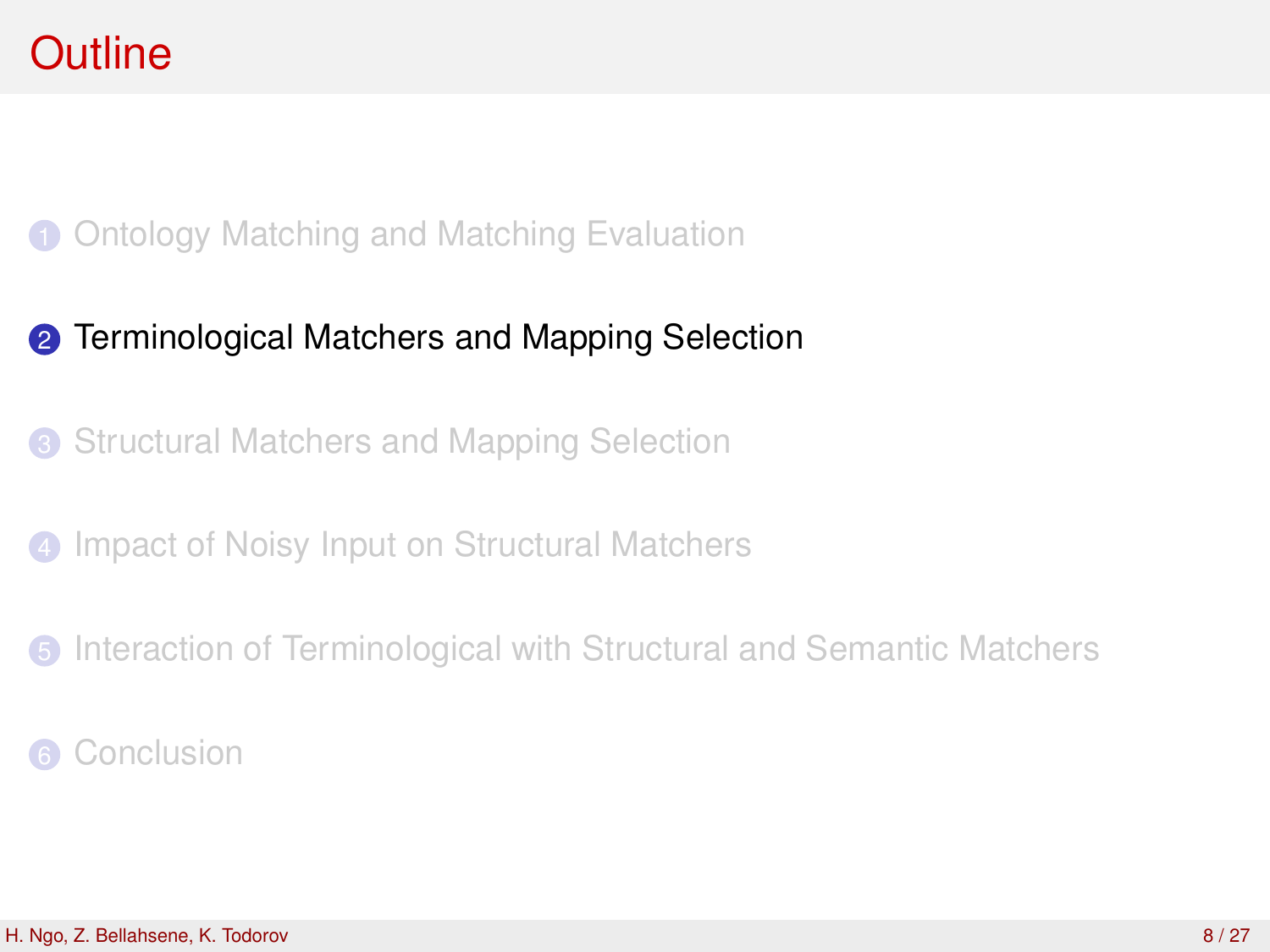# Outline

1. Ontology Matching and Matching Evaluation
2. Terminological Matchers and Mapping Selection
3. Structural Matchers and Mapping Selection
4. Impact of Noisy Input on Structural Matchers
5. Interaction of Terminological with Structural and Semantic Matchers
6. Conclusion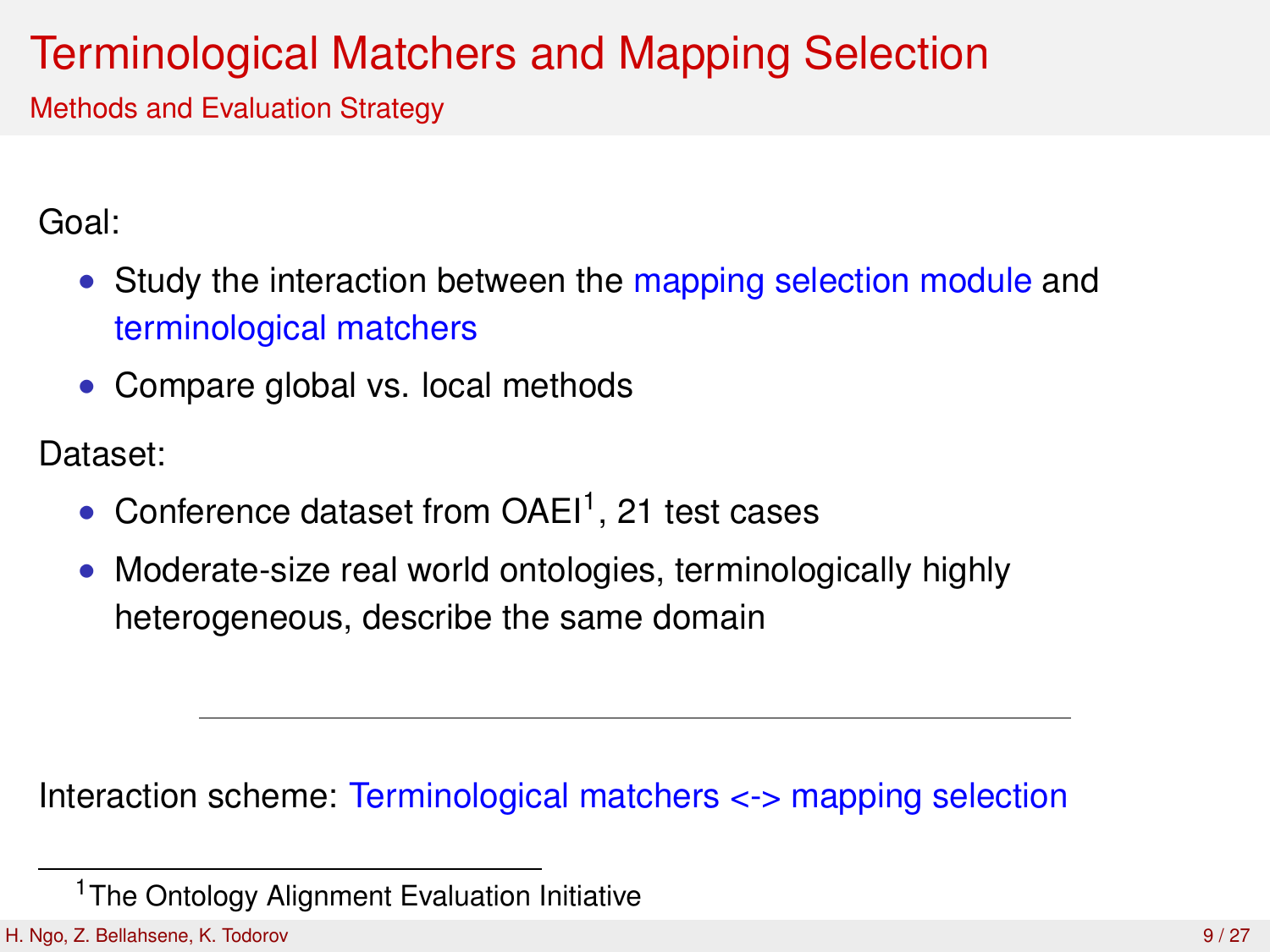# Terminological Matchers and Mapping Selection

## Methods and Evaluation Strategy

Goal:

- Study the interaction between the mapping selection module and terminological matchers
- Compare global vs. local methods

Dataset:

- Conference dataset from OAEI[1], 21 test cases
- Moderate-size real world ontologies, terminologically highly heterogeneous, describe the same domain

---

Interaction scheme: Terminological matchers <-> mapping selection

[1] The Ontology Alignment Evaluation Initiative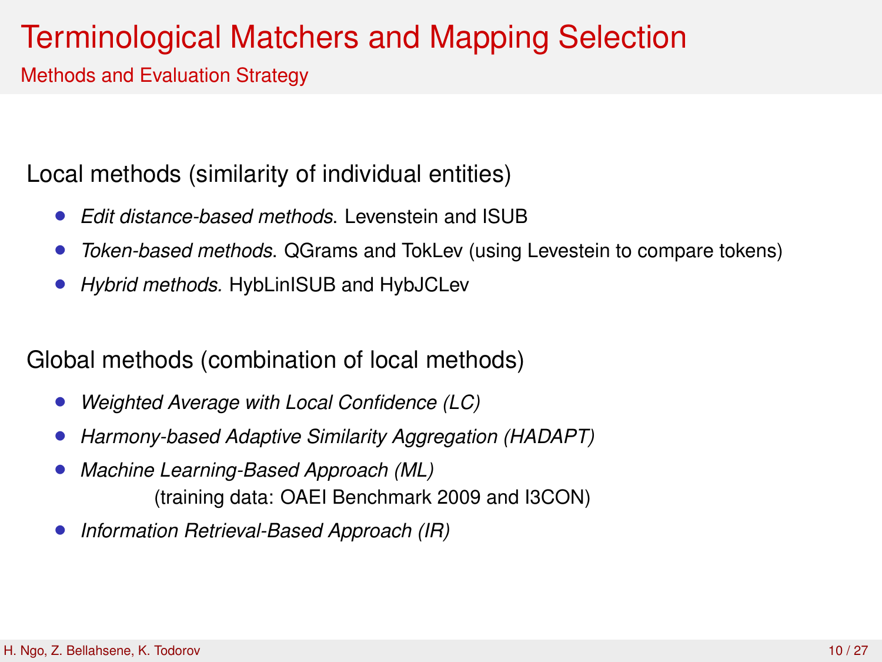# Terminological Matchers and Mapping Selection

## Methods and Evaluation Strategy

Local methods (similarity of individual entities)

- *Edit distance-based methods*. Levenstein and ISUB
- *Token-based methods*. QGrams and TokLev (using Levestein to compare tokens)
- *Hybrid methods.* HybLinISUB and HybJCLev

Global methods (combination of local methods)

- *Weighted Average with Local Confidence (LC)*
- *Harmony-based Adaptive Similarity Aggregation (HADAPT)*
- *Machine Learning-Based Approach (ML)*
  (training data: OAEI Benchmark 2009 and I3CON)
- *Information Retrieval-Based Approach (IR)*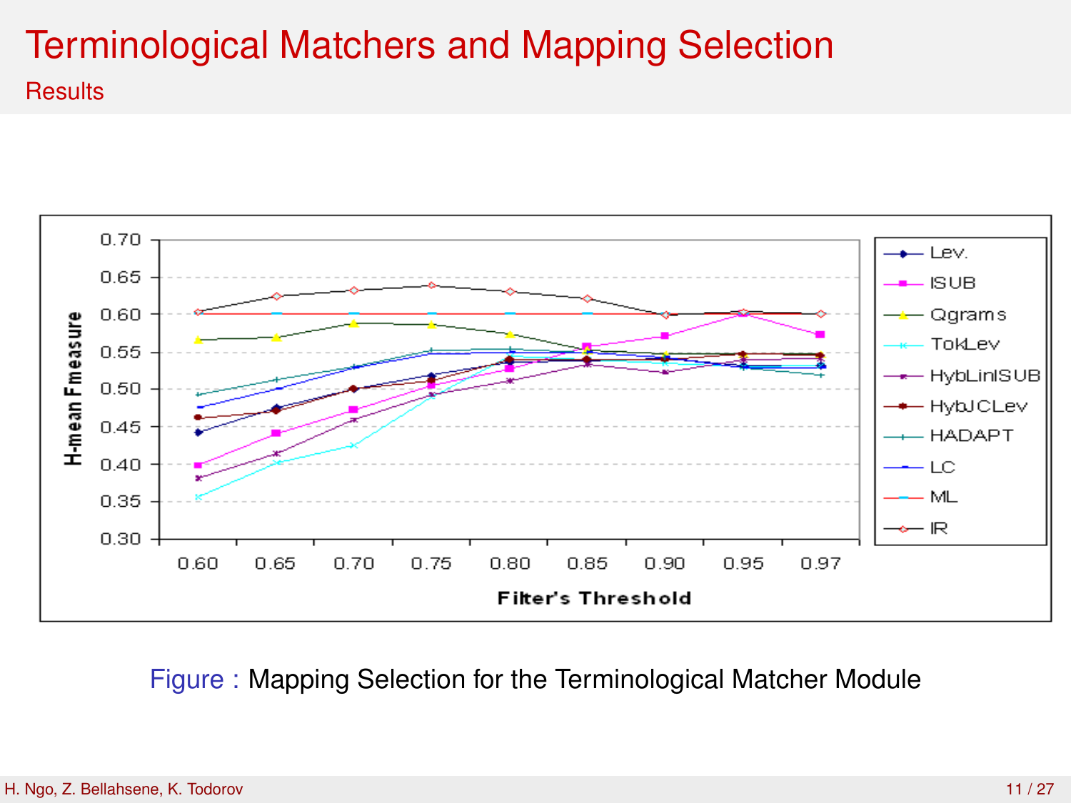# Terminological Matchers and Mapping Selection

## Results

Figure : Mapping Selection for the Terminological Matcher Module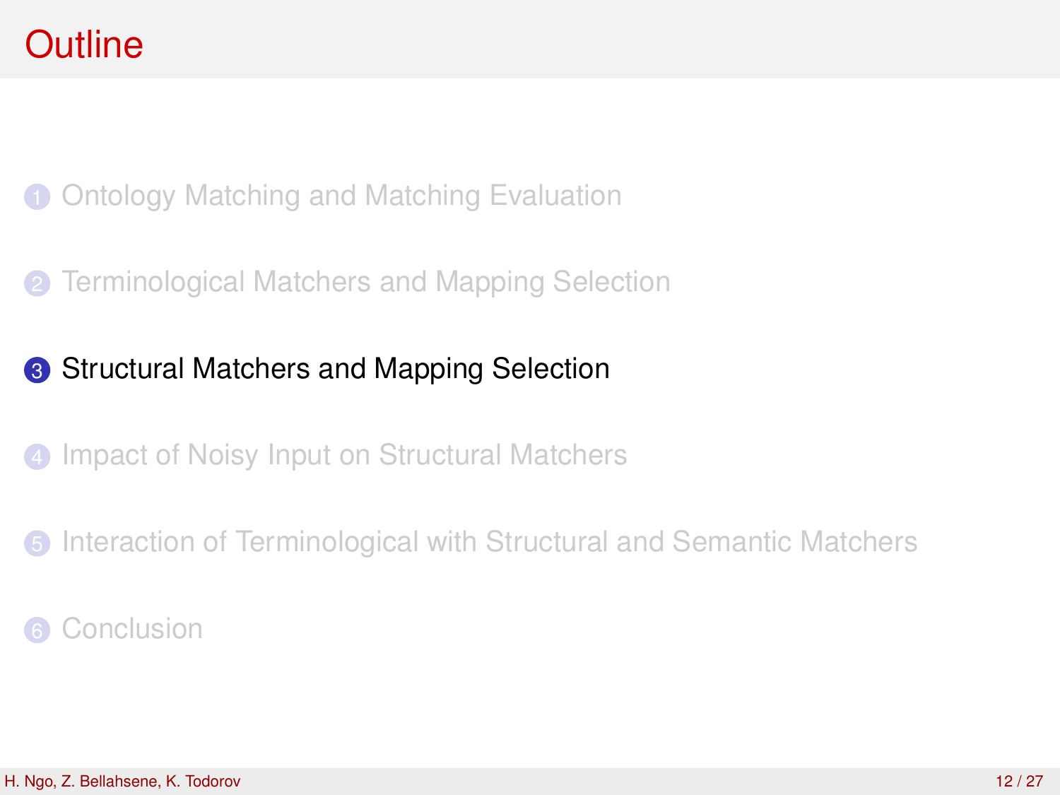# Outline

1. Ontology Matching and Matching Evaluation
2. Terminological Matchers and Mapping Selection
3. **Structural Matchers and Mapping Selection**
4. Impact of Noisy Input on Structural Matchers
5. Interaction of Terminological with Structural and Semantic Matchers
6. Conclusion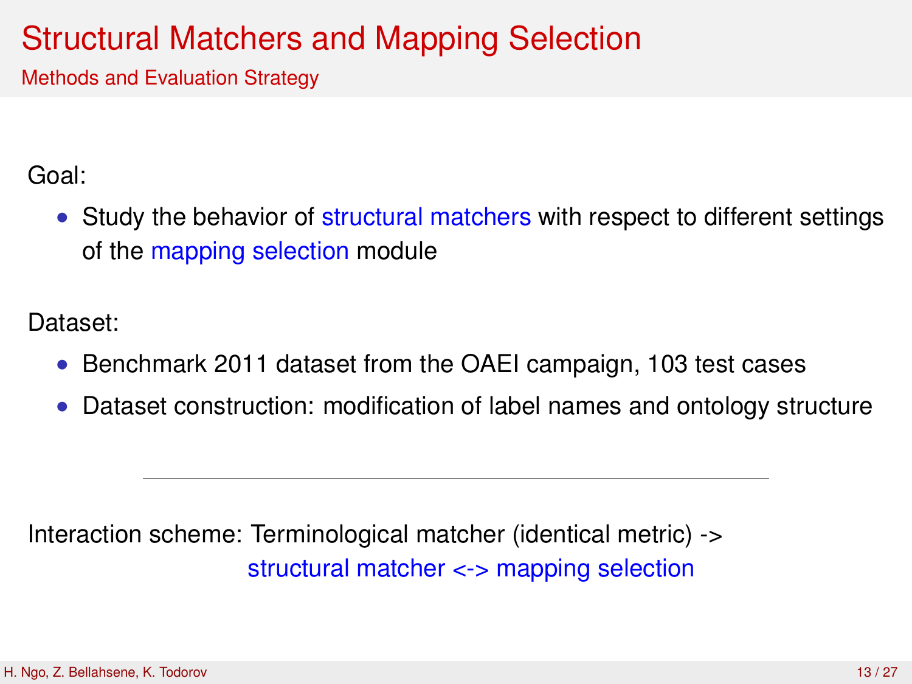# Structural Matchers and Mapping Selection

## Methods and Evaluation Strategy

Goal:

- Study the behavior of structural matchers with respect to different settings of the mapping selection module

Dataset:

- Benchmark 2011 dataset from the OAEI campaign, 103 test cases
- Dataset construction: modification of label names and ontology structure

---

Interaction scheme: Terminological matcher (identical metric) ->
structural matcher <-> mapping selection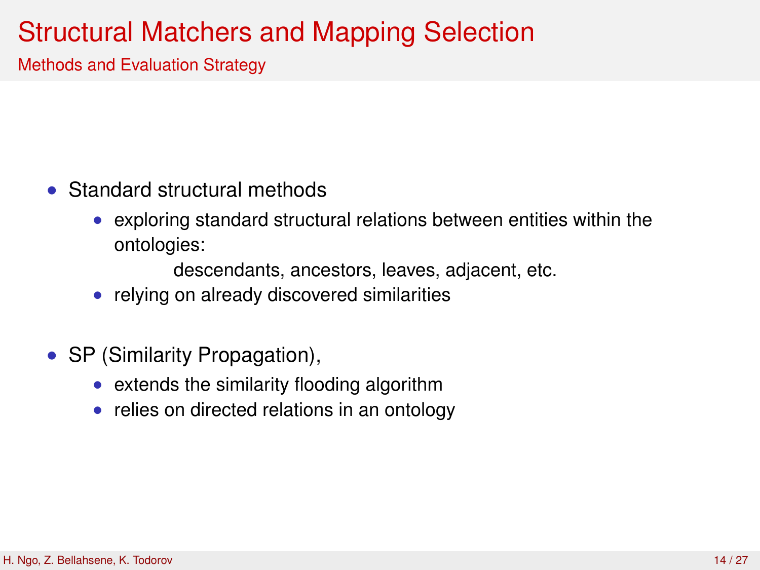# Structural Matchers and Mapping Selection

## Methods and Evaluation Strategy

- Standard structural methods
  - exploring standard structural relations between entities within the ontologies:

    descendants, ancestors, leaves, adjacent, etc.
  - relying on already discovered similarities

- SP (Similarity Propagation),
  - extends the similarity flooding algorithm
  - relies on directed relations in an ontology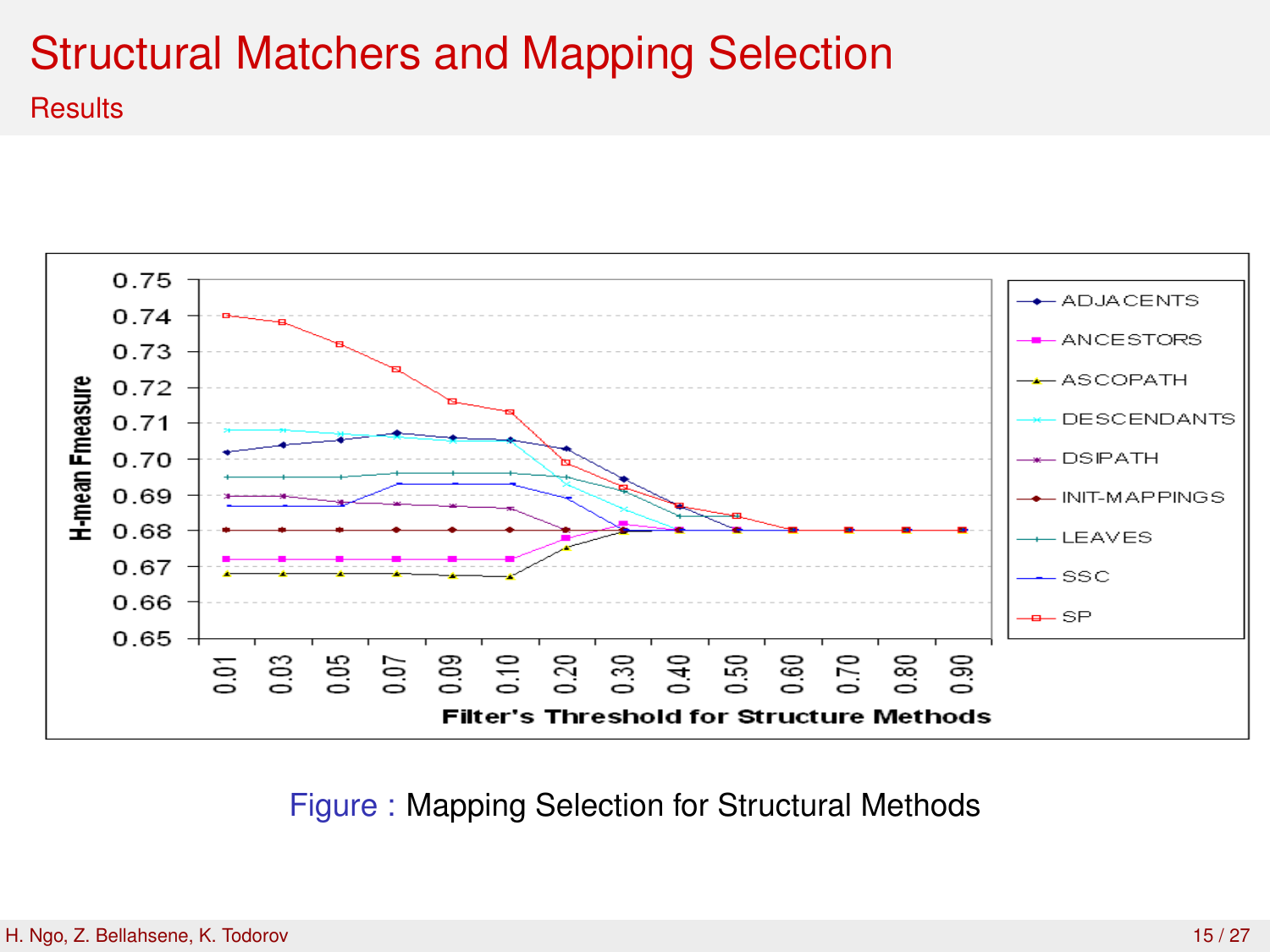# Structural Matchers and Mapping Selection

## Results

Figure : Mapping Selection for Structural Methods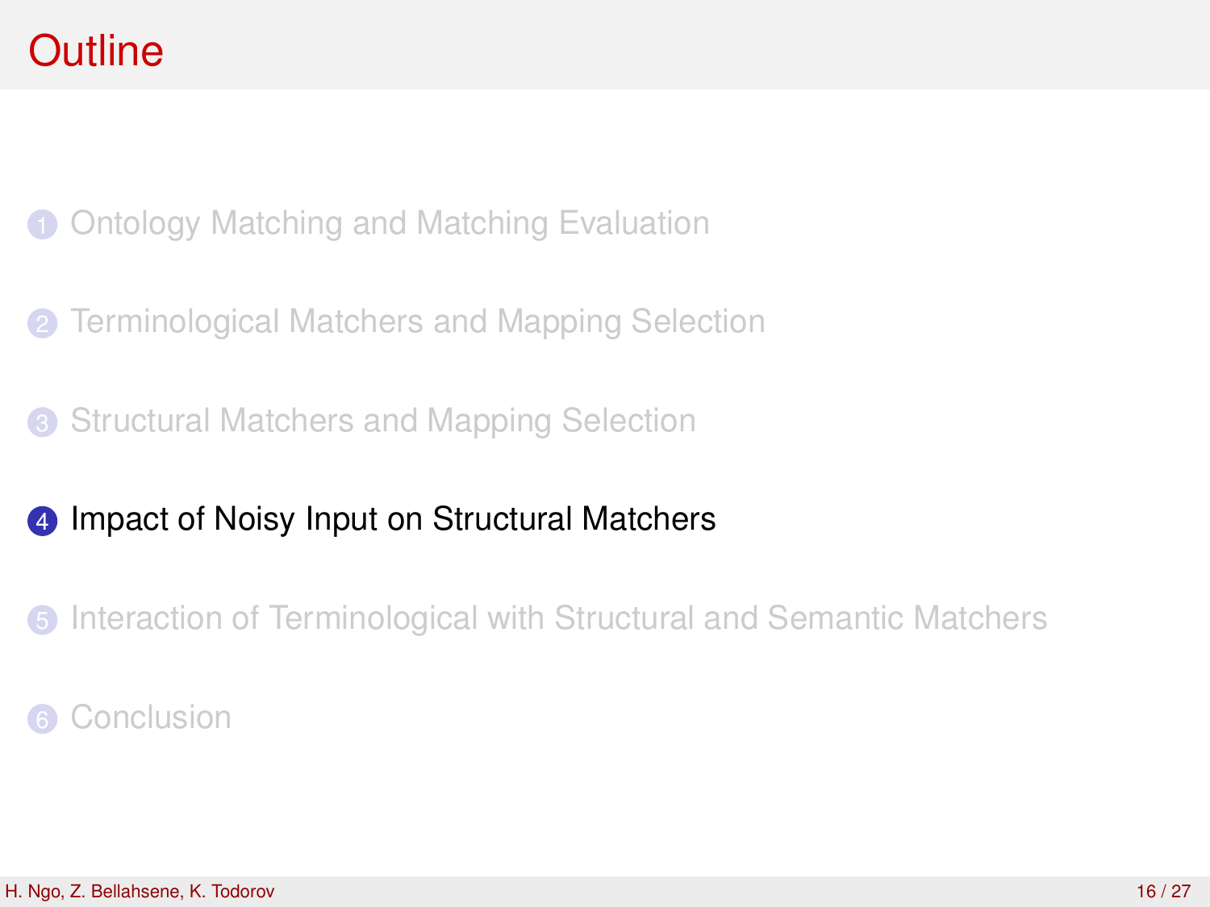# Outline

1. Ontology Matching and Matching Evaluation
2. Terminological Matchers and Mapping Selection
3. Structural Matchers and Mapping Selection
4. **Impact of Noisy Input on Structural Matchers**
5. Interaction of Terminological with Structural and Semantic Matchers
6. Conclusion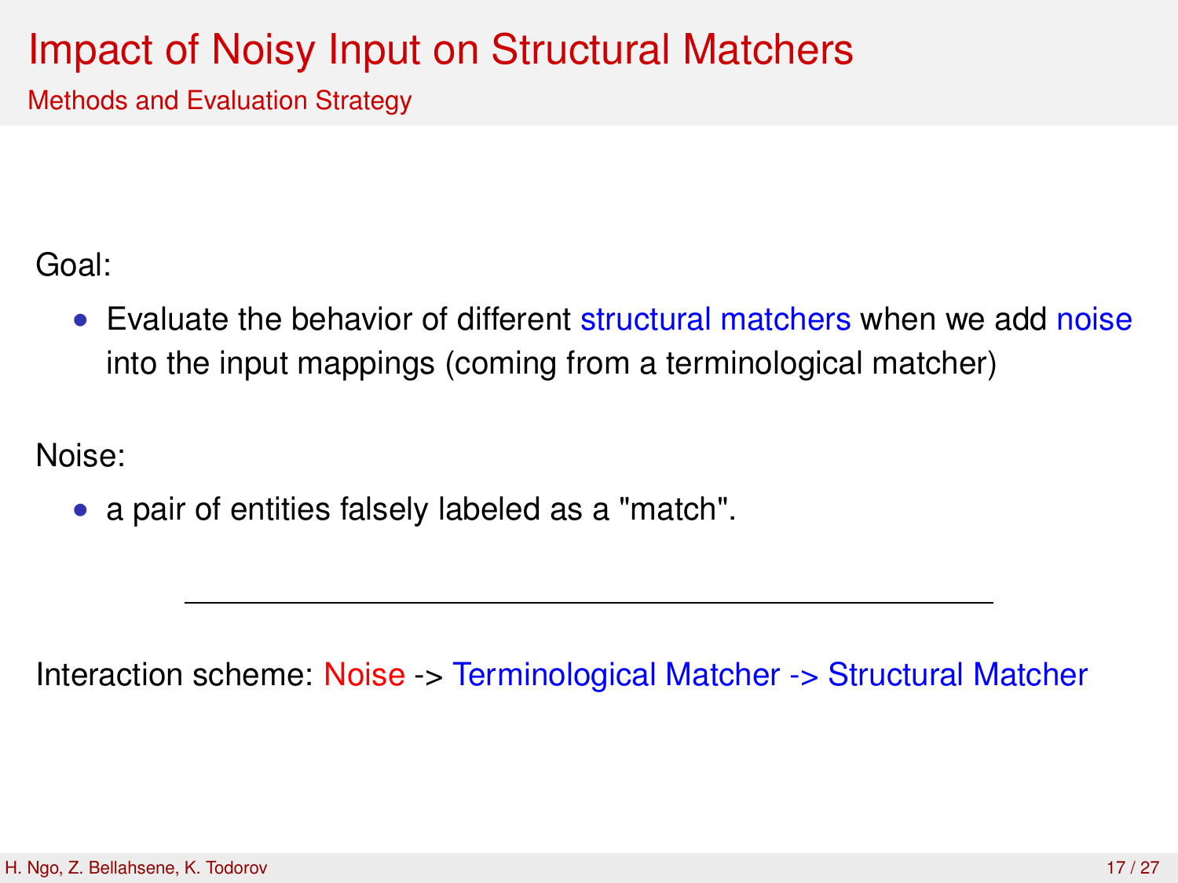# Impact of Noisy Input on Structural Matchers

## Methods and Evaluation Strategy

Goal:

- Evaluate the behavior of different structural matchers when we add noise into the input mappings (coming from a terminological matcher)

Noise:

- a pair of entities falsely labeled as a "match".

---

Interaction scheme: Noise -> Terminological Matcher -> Structural Matcher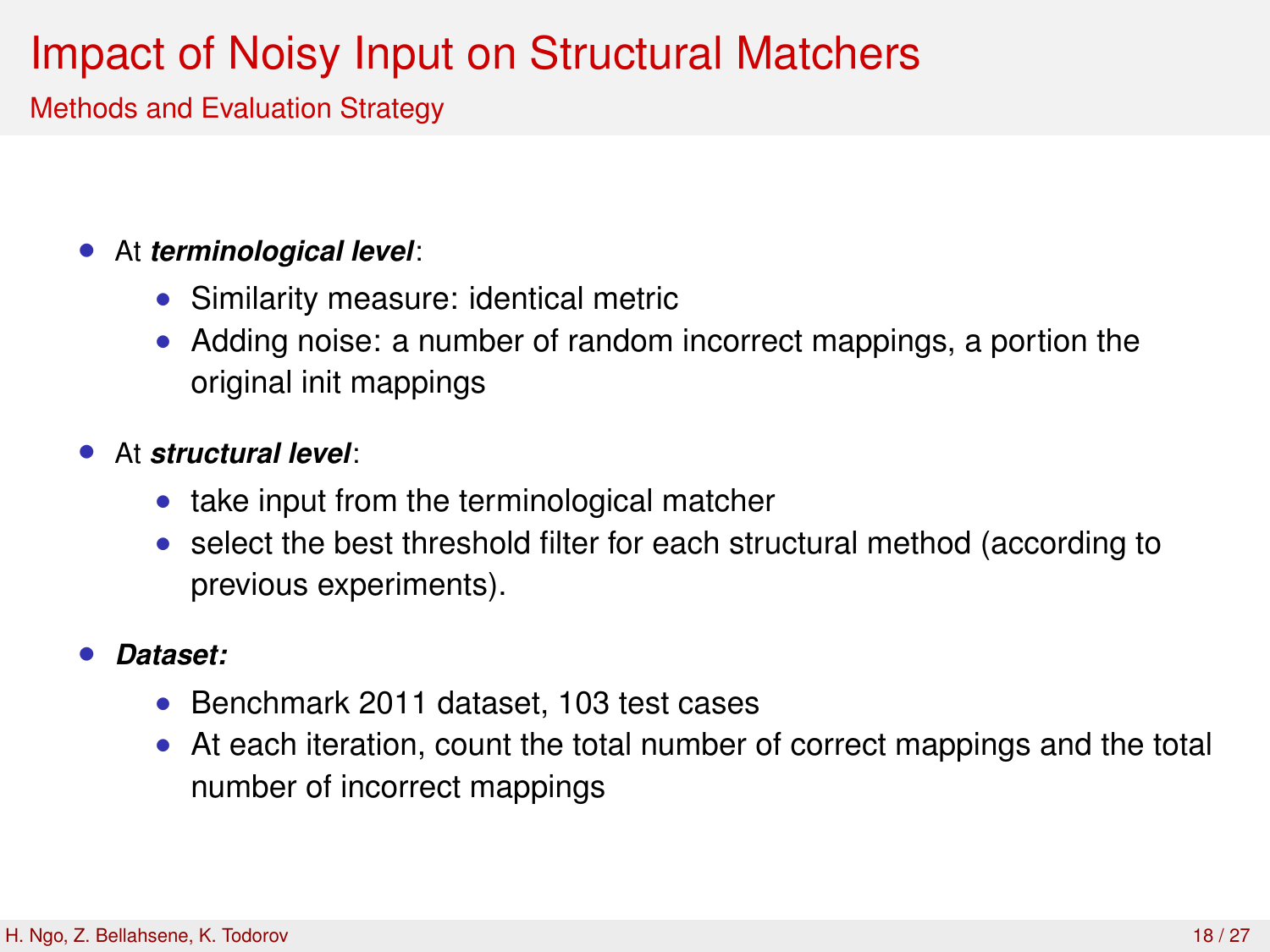# Impact of Noisy Input on Structural Matchers

## Methods and Evaluation Strategy

- At ***terminological level***:
  - Similarity measure: identical metric
  - Adding noise: a number of random incorrect mappings, a portion the original init mappings
- At ***structural level***:
  - take input from the terminological matcher
  - select the best threshold filter for each structural method (according to previous experiments).
- ***Dataset:***
  - Benchmark 2011 dataset, 103 test cases
  - At each iteration, count the total number of correct mappings and the total number of incorrect mappings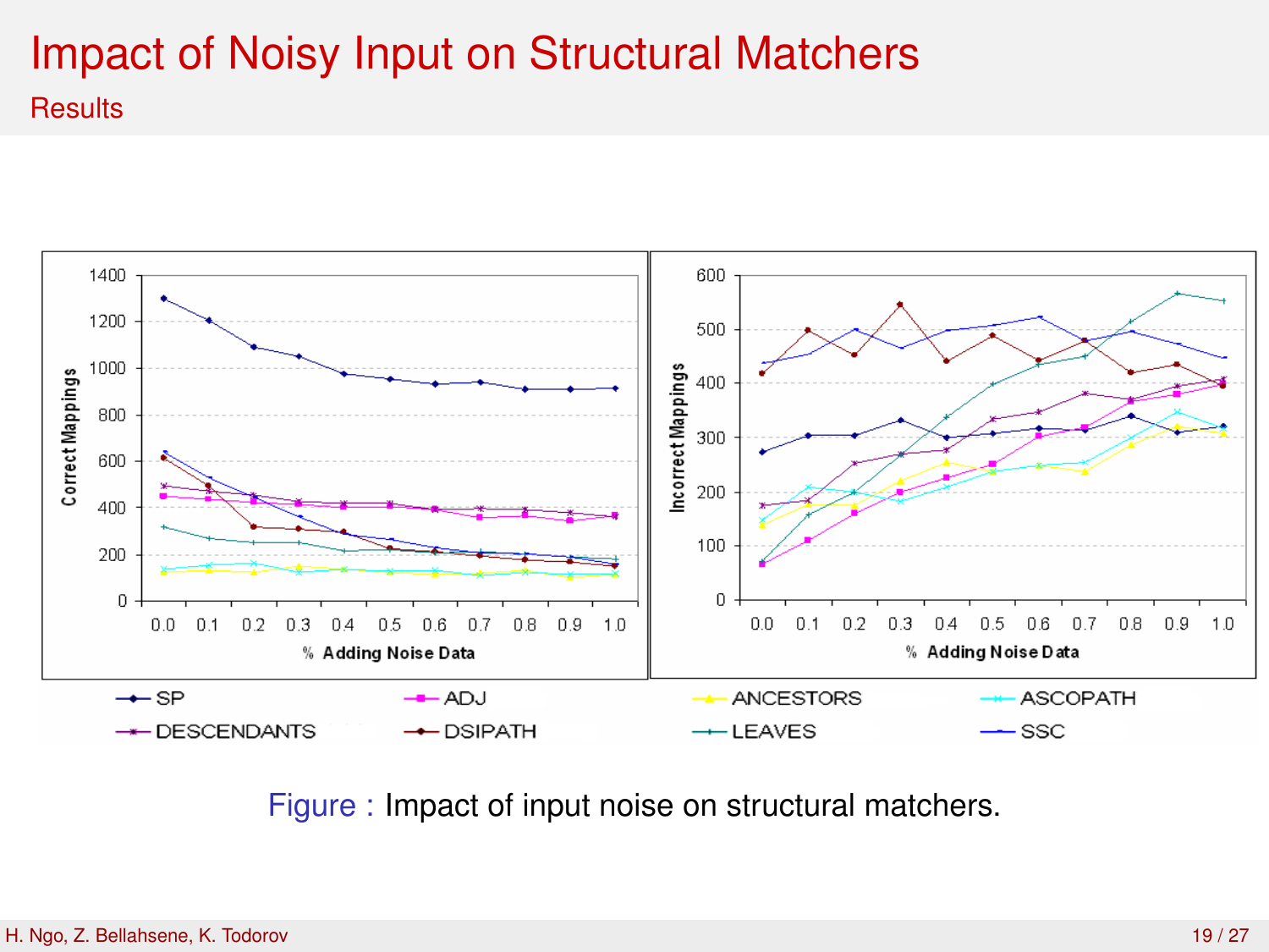# Impact of Noisy Input on Structural Matchers

## Results

Figure : Impact of input noise on structural matchers.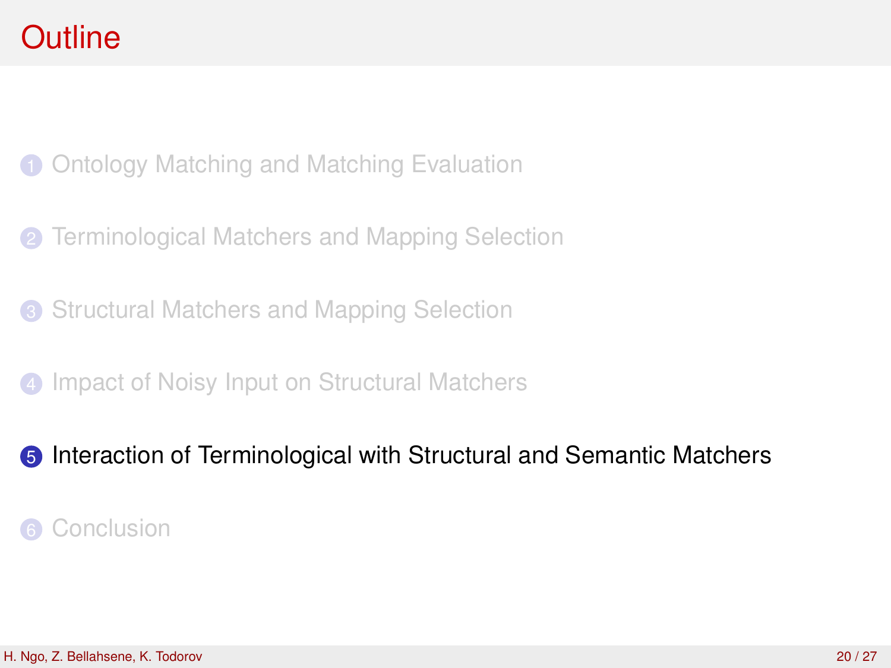# Outline

1. Ontology Matching and Matching Evaluation
2. Terminological Matchers and Mapping Selection
3. Structural Matchers and Mapping Selection
4. Impact of Noisy Input on Structural Matchers
5. **Interaction of Terminological with Structural and Semantic Matchers**
6. Conclusion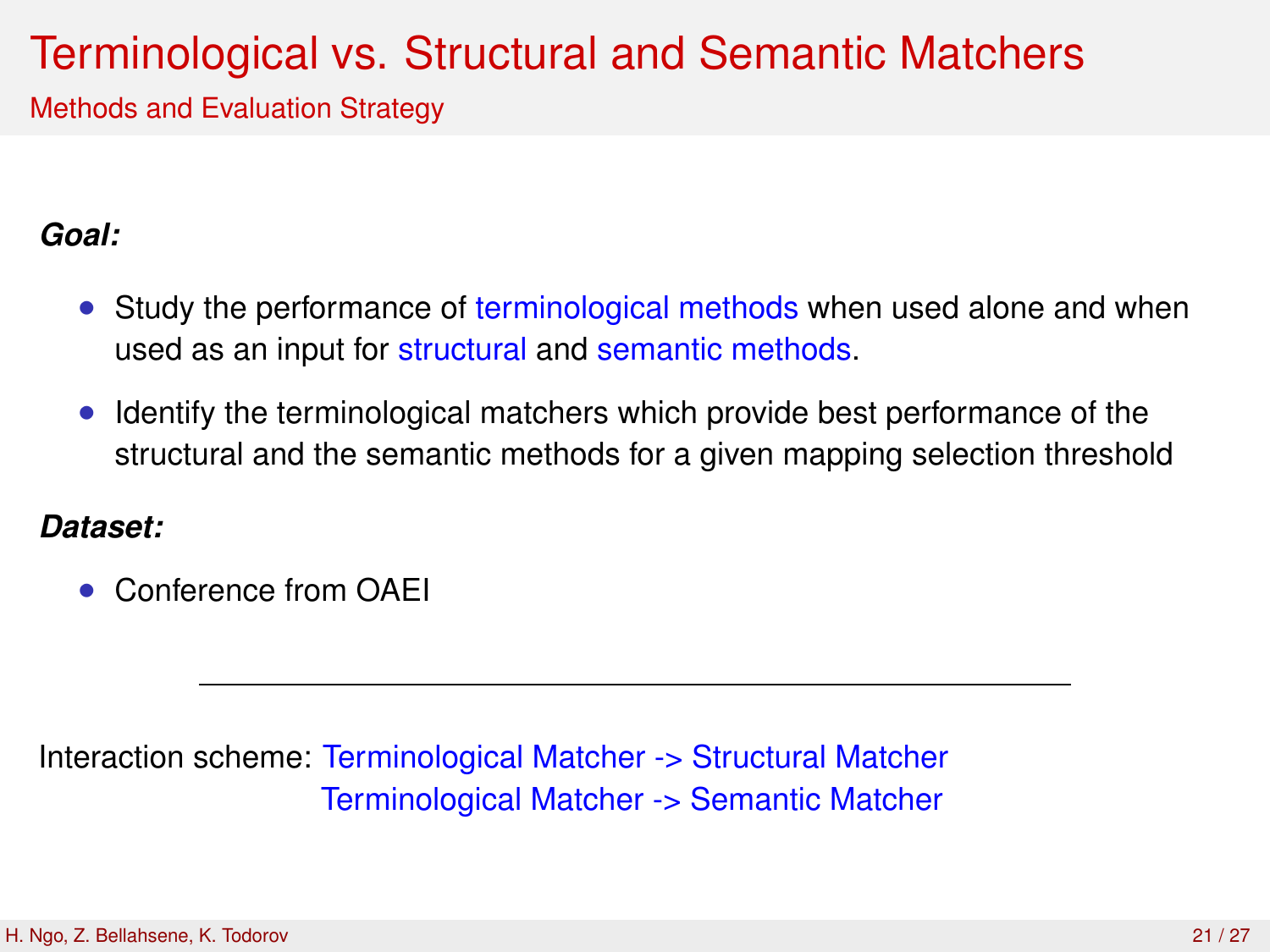# Terminological vs. Structural and Semantic Matchers

## Methods and Evaluation Strategy

***Goal:***

- Study the performance of terminological methods when used alone and when used as an input for structural and semantic methods.
- Identify the terminological matchers which provide best performance of the structural and the semantic methods for a given mapping selection threshold

***Dataset:***

- Conference from OAEI

---

Interaction scheme: Terminological Matcher -> Structural Matcher
Terminological Matcher -> Semantic Matcher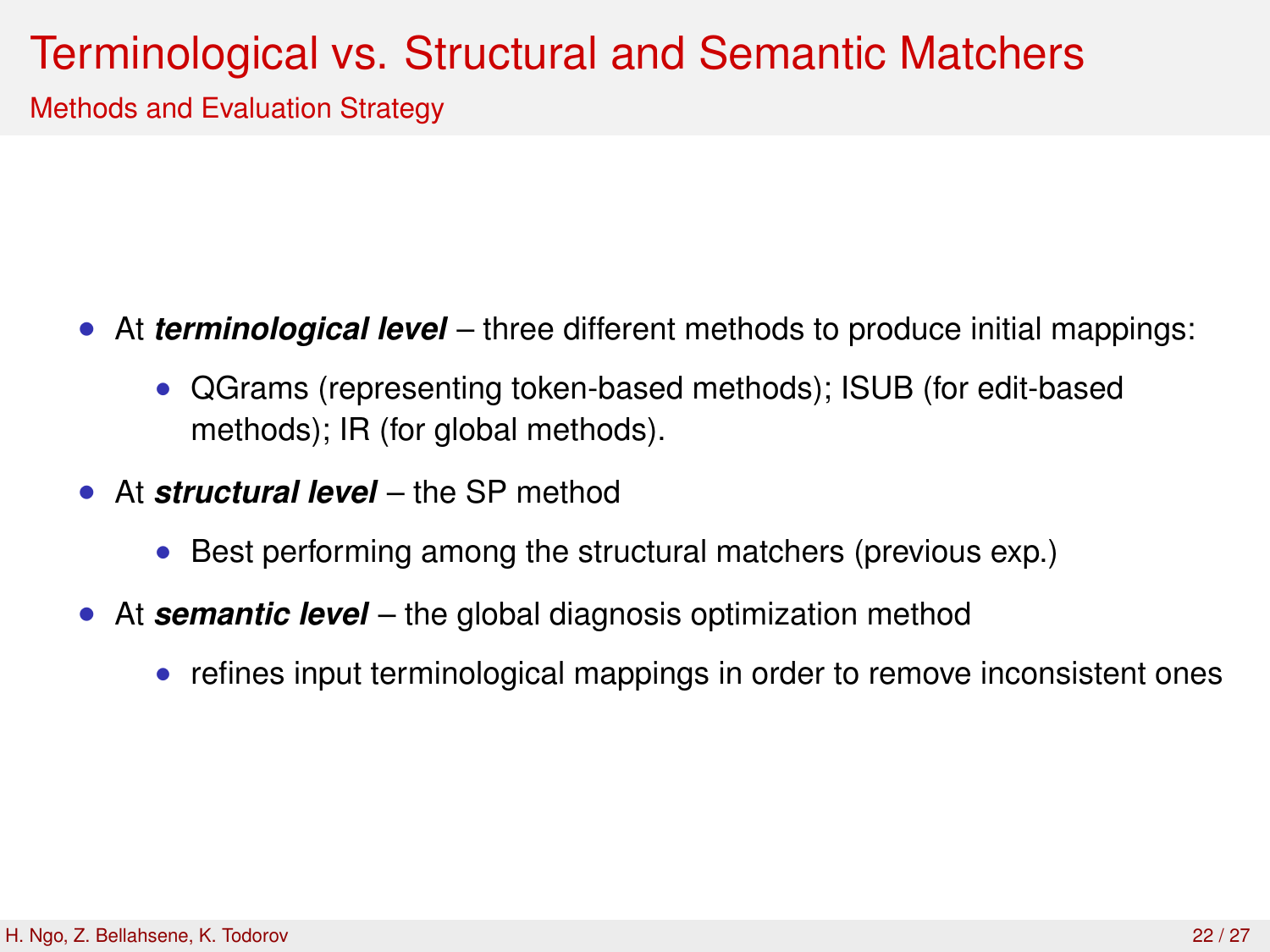# Terminological vs. Structural and Semantic Matchers

## Methods and Evaluation Strategy

- At ***terminological level*** – three different methods to produce initial mappings:
  - QGrams (representing token-based methods); ISUB (for edit-based methods); IR (for global methods).
- At ***structural level*** – the SP method
  - Best performing among the structural matchers (previous exp.)
- At ***semantic level*** – the global diagnosis optimization method
  - refines input terminological mappings in order to remove inconsistent ones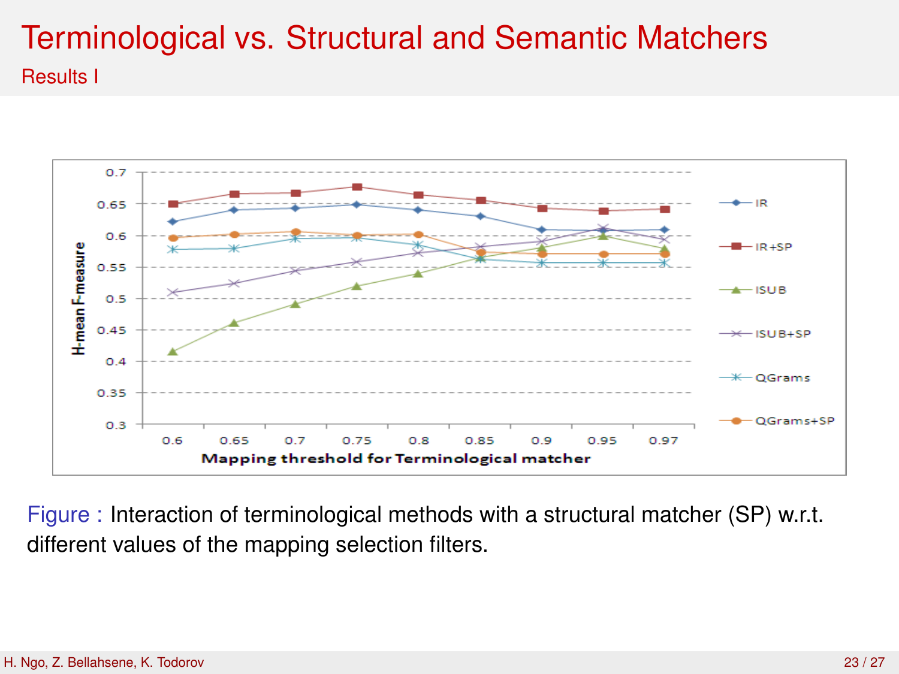# Terminological vs. Structural and Semantic Matchers

## Results I

Figure : Interaction of terminological methods with a structural matcher (SP) w.r.t. different values of the mapping selection filters.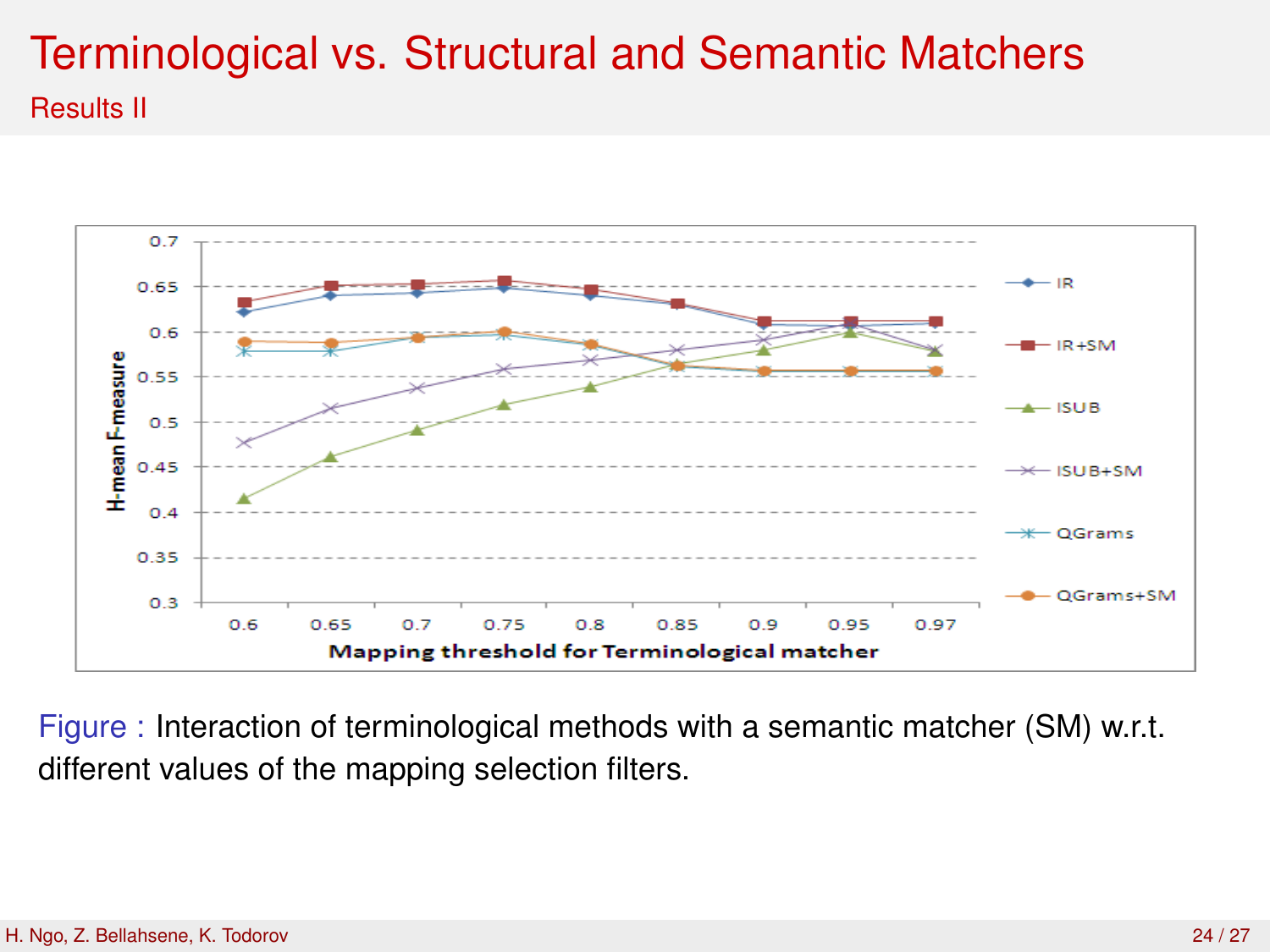# Terminological vs. Structural and Semantic Matchers

## Results II

Figure : Interaction of terminological methods with a semantic matcher (SM) w.r.t. different values of the mapping selection filters.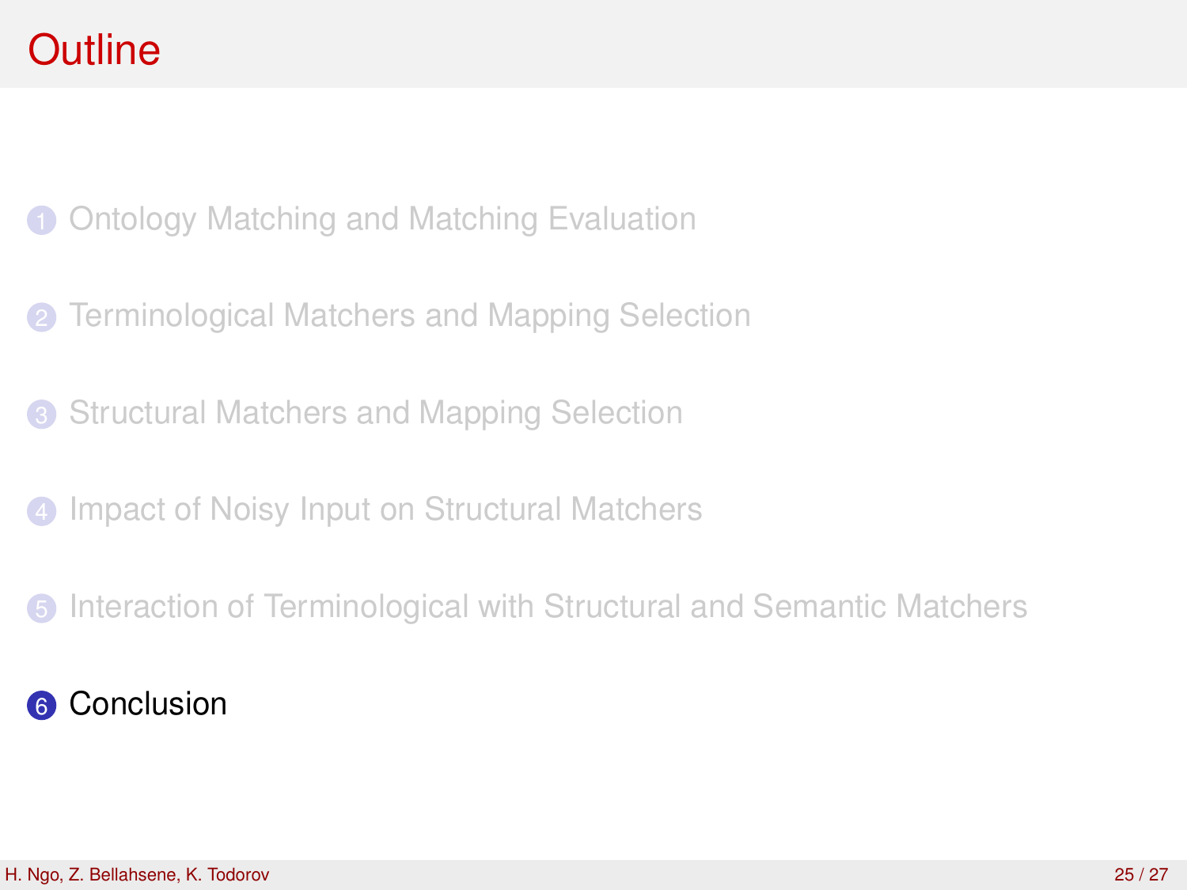# Outline

1. Ontology Matching and Matching Evaluation
2. Terminological Matchers and Mapping Selection
3. Structural Matchers and Mapping Selection
4. Impact of Noisy Input on Structural Matchers
5. Interaction of Terminological with Structural and Semantic Matchers
6. Conclusion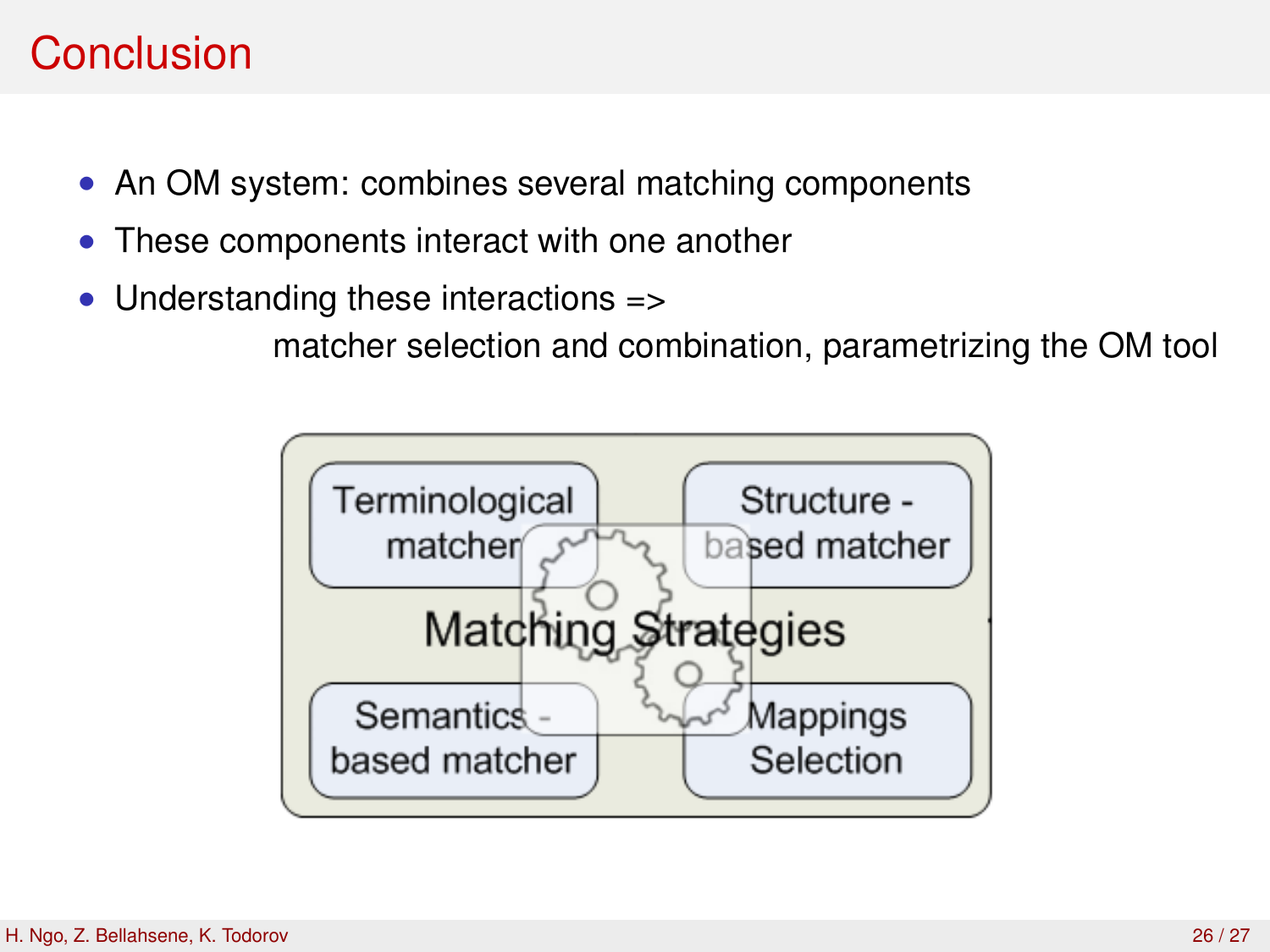# Conclusion

- An OM system: combines several matching components
- These components interact with one another
- Understanding these interactions =>
  matcher selection and combination, parametrizing the OM tool

Terminological matcher | Structure - based matcher | Matching Strategies | Semantics - based matcher | Mappings Selection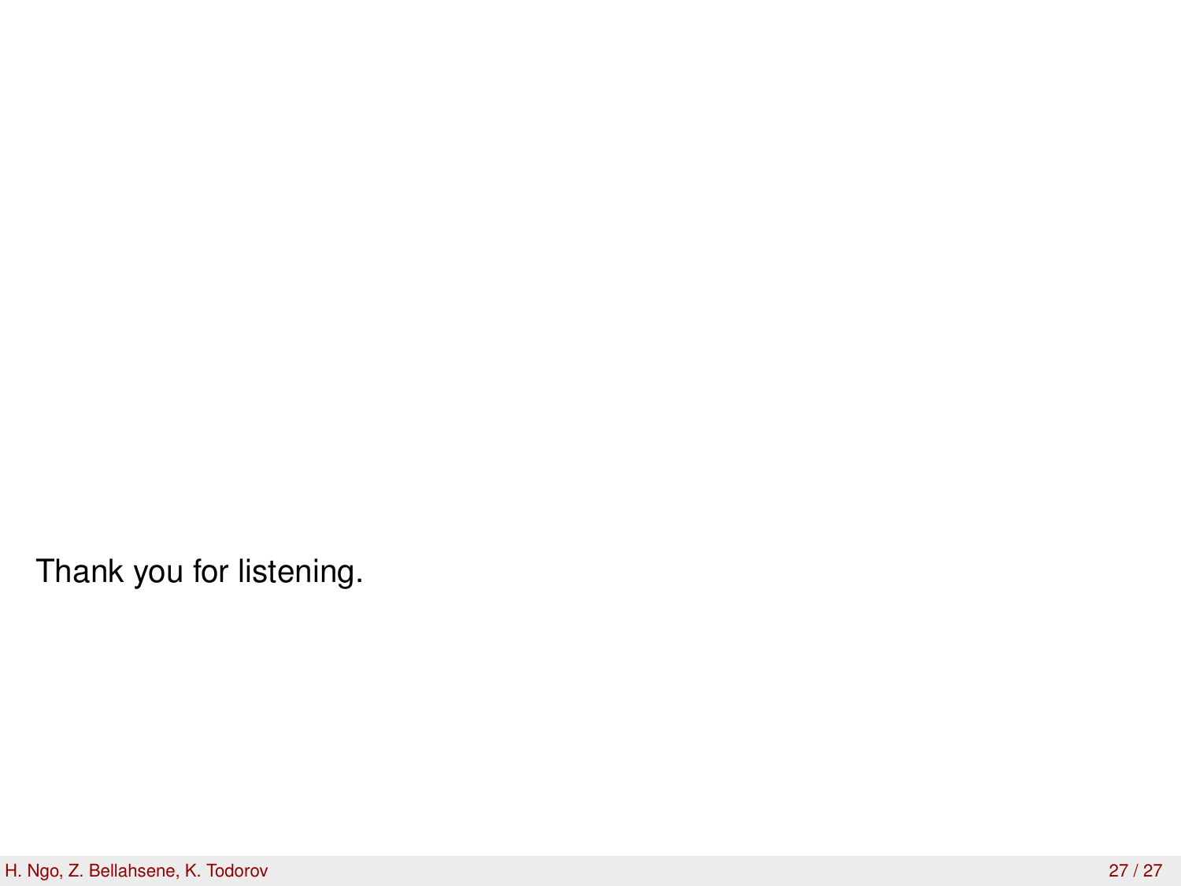Thank you for listening.